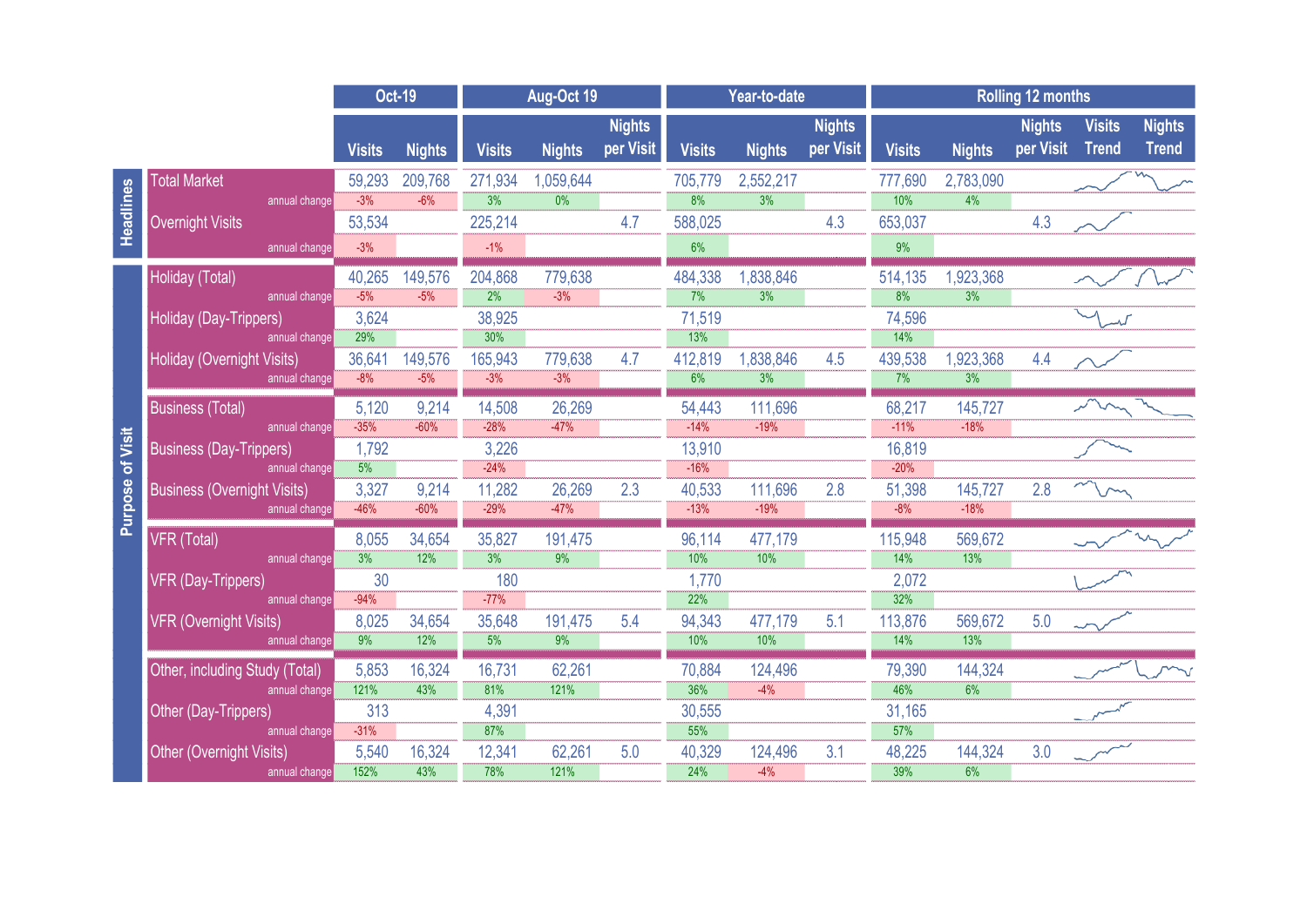| | | Oct-19 | | Aug-Oct 19 | | | Year-to-date | | | Rolling 12 months | | | | |
|---|---|---|---|---|---|---|---|---|---|---|---|---|---|---|
| | | Visits | Nights | Visits | Nights | Nights per Visit | Visits | Nights | Nights per Visit | Visits | Nights | Nights per Visit | Visits Trend | Nights Trend |
| Headlines | Total Market | 59,293 | 209,768 | 271,934 | 1,059,644 | | 705,779 | 2,552,217 | | 777,690 | 2,783,090 | | | |
| | annual change | -3% | -6% | 3% | 0% | | 8% | 3% | | 10% | 4% | | | |
| | Overnight Visits | 53,534 | | 225,214 | | 4.7 | 588,025 | | 4.3 | 653,037 | | 4.3 | | |
| | annual change | -3% | | -1% | | | 6% | | | 9% | | | | |
| Purpose of Visit | Holiday (Total) | 40,265 | 149,576 | 204,868 | 779,638 | | 484,338 | 1,838,846 | | 514,135 | 1,923,368 | | | |
| | annual change | -5% | -5% | 2% | -3% | | 7% | 3% | | 8% | 3% | | | |
| | Holiday (Day-Trippers) | 3,624 | | 38,925 | | | 71,519 | | | 74,596 | | | | |
| | annual change | 29% | | 30% | | | 13% | | | 14% | | | | |
| | Holiday (Overnight Visits) | 36,641 | 149,576 | 165,943 | 779,638 | 4.7 | 412,819 | 1,838,846 | 4.5 | 439,538 | 1,923,368 | 4.4 | | |
| | annual change | -8% | -5% | -3% | -3% | | 6% | 3% | | 7% | 3% | | | |
| | Business (Total) | 5,120 | 9,214 | 14,508 | 26,269 | | 54,443 | 111,696 | | 68,217 | 145,727 | | | |
| | annual change | -35% | -60% | -28% | -47% | | -14% | -19% | | -11% | -18% | | | |
| | Business (Day-Trippers) | 1,792 | | 3,226 | | | 13,910 | | | 16,819 | | | | |
| | annual change | 5% | | -24% | | | -16% | | | -20% | | | | |
| | Business (Overnight Visits) | 3,327 | 9,214 | 11,282 | 26,269 | 2.3 | 40,533 | 111,696 | 2.8 | 51,398 | 145,727 | 2.8 | | |
| | annual change | -46% | -60% | -29% | -47% | | -13% | -19% | | -8% | -18% | | | |
| | VFR (Total) | 8,055 | 34,654 | 35,827 | 191,475 | | 96,114 | 477,179 | | 115,948 | 569,672 | | | |
| | annual change | 3% | 12% | 3% | 9% | | 10% | 10% | | 14% | 13% | | | |
| | VFR (Day-Trippers) | 30 | | 180 | | | 1,770 | | | 2,072 | | | | |
| | annual change | -94% | | -77% | | | 22% | | | 32% | | | | |
| | VFR (Overnight Visits) | 8,025 | 34,654 | 35,648 | 191,475 | 5.4 | 94,343 | 477,179 | 5.1 | 113,876 | 569,672 | 5.0 | | |
| | annual change | 9% | 12% | 5% | 9% | | 10% | 10% | | 14% | 13% | | | |
| | Other, including Study (Total) | 5,853 | 16,324 | 16,731 | 62,261 | | 70,884 | 124,496 | | 79,390 | 144,324 | | | |
| | annual change | 121% | 43% | 81% | 121% | | 36% | -4% | | 46% | 6% | | | |
| | Other (Day-Trippers) | 313 | | 4,391 | | | 30,555 | | | 31,165 | | | | |
| | annual change | -31% | | 87% | | | 55% | | | 57% | | | | |
| | Other (Overnight Visits) | 5,540 | 16,324 | 12,341 | 62,261 | 5.0 | 40,329 | 124,496 | 3.1 | 48,225 | 144,324 | 3.0 | | |
| | annual change | 152% | 43% | 78% | 121% | | 24% | -4% | | 39% | 6% | | | |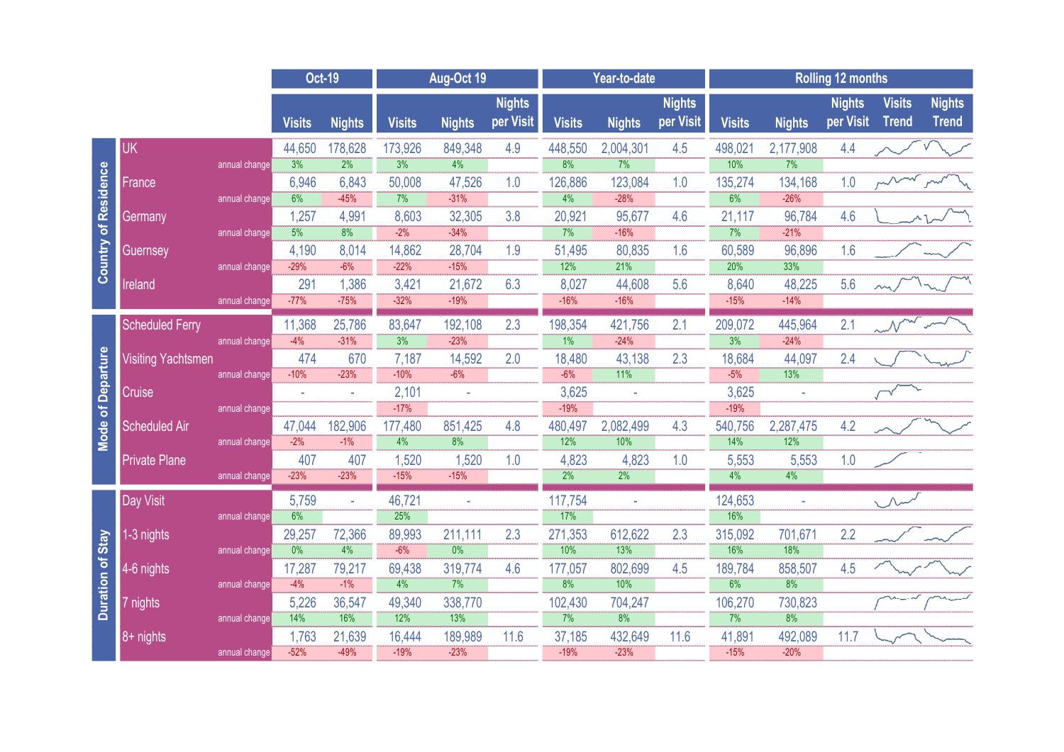| | | Oct-19 | | Aug-Oct 19 | | | Year-to-date | | | Rolling 12 months | | | | |
|---|---|---|---|---|---|---|---|---|---|---|---|---|---|---|
| | | Visits | Nights | Visits | Nights | Nights per Visit | Visits | Nights | Nights per Visit | Visits | Nights | Nights per Visit | Visits Trend | Nights Trend |
| Country of Residence | UK | 44,650 | 178,628 | 173,926 | 849,348 | 4.9 | 448,550 | 2,004,301 | 4.5 | 498,021 | 2,177,908 | 4.4 | | |
| | annual change | 3% | 2% | 3% | 4% | | 8% | 7% | | 10% | 7% | | | |
| | France | 6,946 | 6,843 | 50,008 | 47,526 | 1.0 | 126,886 | 123,084 | 1.0 | 135,274 | 134,168 | 1.0 | | |
| | annual change | 6% | -45% | 7% | -31% | | 4% | -28% | | 6% | -26% | | | |
| | Germany | 1,257 | 4,991 | 8,603 | 32,305 | 3.8 | 20,921 | 95,677 | 4.6 | 21,117 | 96,784 | 4.6 | | |
| | annual change | 5% | 8% | -2% | -34% | | 7% | -16% | | 7% | -21% | | | |
| | Guernsey | 4,190 | 8,014 | 14,862 | 28,704 | 1.9 | 51,495 | 80,835 | 1.6 | 60,589 | 96,896 | 1.6 | | |
| | annual change | -29% | -6% | -22% | -15% | | 12% | 21% | | 20% | 33% | | | |
| | Ireland | 291 | 1,386 | 3,421 | 21,672 | 6.3 | 8,027 | 44,608 | 5.6 | 8,640 | 48,225 | 5.6 | | |
| | annual change | -77% | -75% | -32% | -19% | | -16% | -16% | | -15% | -14% | | | |
| Mode of Departure | Scheduled Ferry | 11,368 | 25,786 | 83,647 | 192,108 | 2.3 | 198,354 | 421,756 | 2.1 | 209,072 | 445,964 | 2.1 | | |
| | annual change | -4% | -31% | 3% | -23% | | 1% | -24% | | 3% | -24% | | | |
| | Visiting Yachtsmen | 474 | 670 | 7,187 | 14,592 | 2.0 | 18,480 | 43,138 | 2.3 | 18,684 | 44,097 | 2.4 | | |
| | annual change | -10% | -23% | -10% | -6% | | -6% | 11% | | -5% | 13% | | | |
| | Cruise | - | - | 2,101 | - | | 3,625 | - | | 3,625 | - | | | |
| | annual change | | | -17% | | | -19% | | | -19% | | | | |
| | Scheduled Air | 47,044 | 182,906 | 177,480 | 851,425 | 4.8 | 480,497 | 2,082,499 | 4.3 | 540,756 | 2,287,475 | 4.2 | | |
| | annual change | -2% | -1% | 4% | 8% | | 12% | 10% | | 14% | 12% | | | |
| | Private Plane | 407 | 407 | 1,520 | 1,520 | 1.0 | 4,823 | 4,823 | 1.0 | 5,553 | 5,553 | 1.0 | | |
| | annual change | -23% | -23% | -15% | -15% | | 2% | 2% | | 4% | 4% | | | |
| Duration of Stay | Day Visit | 5,759 | - | 46,721 | - | | 117,754 | - | | 124,653 | - | | | |
| | annual change | 6% | | 25% | | | 17% | | | 16% | | | | |
| | 1-3 nights | 29,257 | 72,366 | 89,993 | 211,111 | 2.3 | 271,353 | 612,622 | 2.3 | 315,092 | 701,671 | 2.2 | | |
| | annual change | 0% | 4% | -6% | 0% | | 10% | 13% | | 16% | 18% | | | |
| | 4-6 nights | 17,287 | 79,217 | 69,438 | 319,774 | 4.6 | 177,057 | 802,699 | 4.5 | 189,784 | 858,507 | 4.5 | | |
| | annual change | -4% | -1% | 4% | 7% | | 8% | 10% | | 6% | 8% | | | |
| | 7 nights | 5,226 | 36,547 | 49,340 | 338,770 | | 102,430 | 704,247 | | 106,270 | 730,823 | | | |
| | annual change | 14% | 16% | 12% | 13% | | 7% | 8% | | 7% | 8% | | | |
| | 8+ nights | 1,763 | 21,639 | 16,444 | 189,989 | 11.6 | 37,185 | 432,649 | 11.6 | 41,891 | 492,089 | 11.7 | | |
| | annual change | -52% | -49% | -19% | -23% | | -19% | -23% | | -15% | -20% | | | |